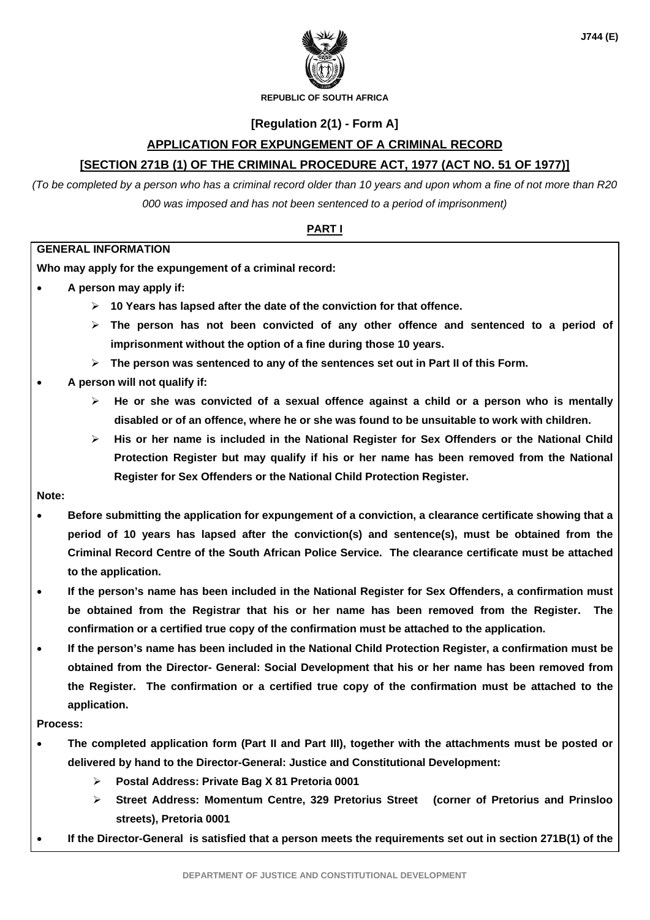J744 (E)

REPUBLIC OF SOUTH AFRICA

**[Regulation 2(1) - Form A]**

## APPLICATION FOR EXPUNGEMENT OF A CRIMINAL RECORD

## [SECTION 271B (1) OF THE CRIMINAL PROCEDURE ACT, 1977 (ACT NO. 51 OF 1977)]

*(To be completed by a person who has a criminal record older than 10 years and upon whom a fine of not more than R20 000 was imposed and has not been sentenced to a period of imprisonment)*

### PART I

**GENERAL INFORMATION**

**Who may apply for the expungement of a criminal record:**

- **A person may apply if:**
  - **10 Years has lapsed after the date of the conviction for that offence.**
  - **The person has not been convicted of any other offence and sentenced to a period of imprisonment without the option of a fine during those 10 years.**
  - **The person was sentenced to any of the sentences set out in Part II of this Form.**
- **A person will not qualify if:**
  - **He or she was convicted of a sexual offence against a child or a person who is mentally disabled or of an offence, where he or she was found to be unsuitable to work with children.**
  - **His or her name is included in the National Register for Sex Offenders or the National Child Protection Register but may qualify if his or her name has been removed from the National Register for Sex Offenders or the National Child Protection Register.**

**Note:**

- **Before submitting the application for expungement of a conviction, a clearance certificate showing that a period of 10 years has lapsed after the conviction(s) and sentence(s), must be obtained from the Criminal Record Centre of the South African Police Service. The clearance certificate must be attached to the application.**
- **If the person's name has been included in the National Register for Sex Offenders, a confirmation must be obtained from the Registrar that his or her name has been removed from the Register. The confirmation or a certified true copy of the confirmation must be attached to the application.**
- **If the person's name has been included in the National Child Protection Register, a confirmation must be obtained from the Director- General: Social Development that his or her name has been removed from the Register. The confirmation or a certified true copy of the confirmation must be attached to the application.**

**Process:**

- **The completed application form (Part II and Part III), together with the attachments must be posted or delivered by hand to the Director-General: Justice and Constitutional Development:**
  - **Postal Address: Private Bag X 81 Pretoria 0001**
  - **Street Address: Momentum Centre, 329 Pretorius Street (corner of Pretorius and Prinsloo streets), Pretoria 0001**
- **If the Director-General is satisfied that a person meets the requirements set out in section 271B(1) of the**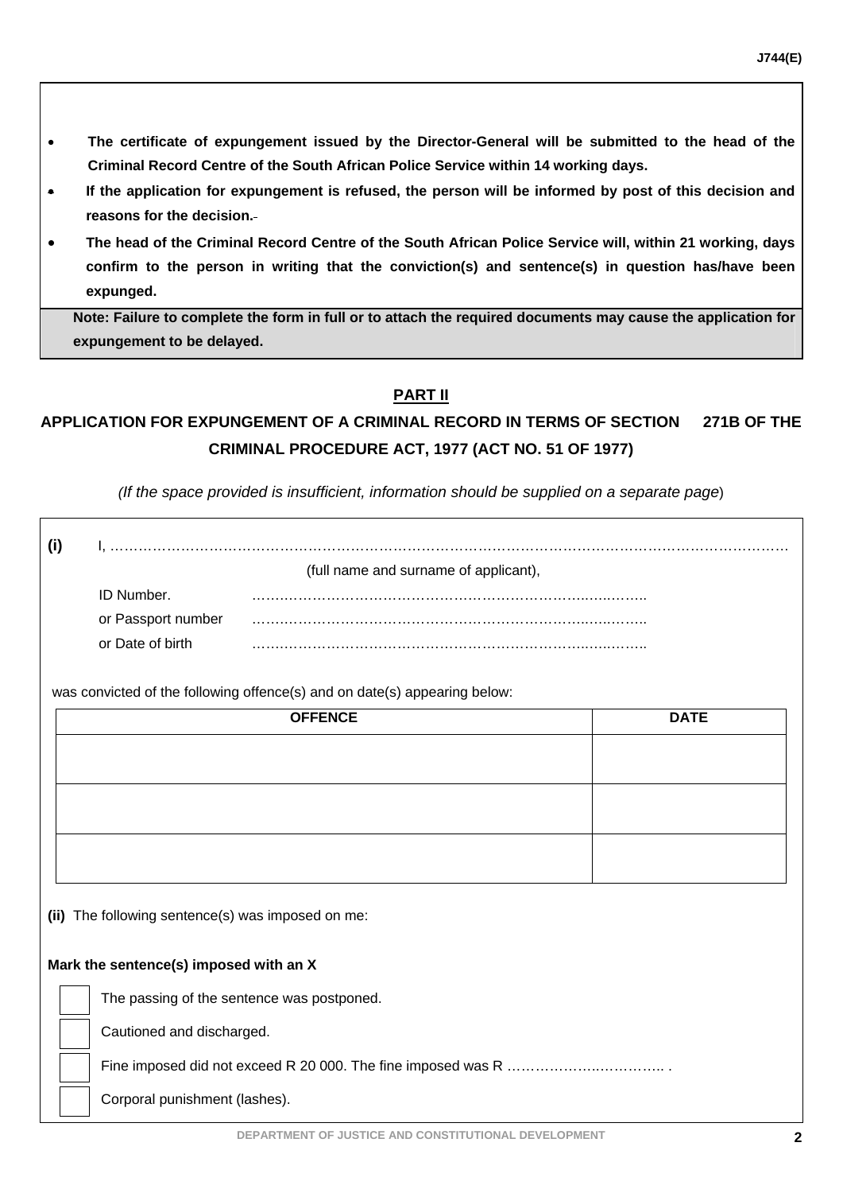- **The certificate of expungement issued by the Director-General will be submitted to the head of the Criminal Record Centre of the South African Police Service within 14 working days.**
- **If the application for expungement is refused, the person will be informed by post of this decision and reasons for the decision.**
- **The head of the Criminal Record Centre of the South African Police Service will, within 21 working, days confirm to the person in writing that the conviction(s) and sentence(s) in question has/have been expunged.**

**Note: Failure to complete the form in full or to attach the required documents may cause the application for expungement to be delayed.**

## PART II

## APPLICATION FOR EXPUNGEMENT OF A CRIMINAL RECORD IN TERMS OF SECTION 271B OF THE CRIMINAL PROCEDURE ACT, 1977 (ACT NO. 51 OF 1977)

*(If the space provided is insufficient, information should be supplied on a separate page)*

**(i)** I, ……………………………………………………………………………………………………………………………
(full name and surname of applicant),

ID Number. ……………………………………………………………………………………

or Passport number ……………………………………………………………………………………

or Date of birth ……………………………………………………………………………………

was convicted of the following offence(s) and on date(s) appearing below:

| OFFENCE | DATE |
|---|---|
| | |
| | |
| | |

**(ii)** The following sentence(s) was imposed on me:

**Mark the sentence(s) imposed with an X**

- [ ] The passing of the sentence was postponed.
- [ ] Cautioned and discharged.
- [ ] Fine imposed did not exceed R 20 000. The fine imposed was R …………………………………… .
- [ ] Corporal punishment (lashes).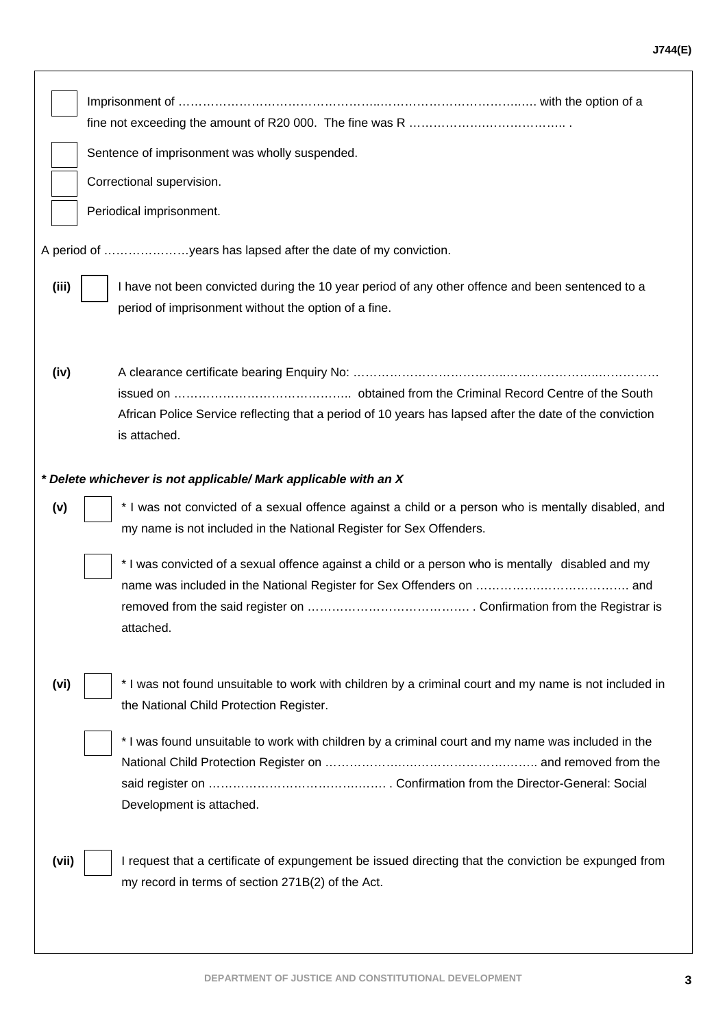☐ Imprisonment of …………………………………………...……………………………..…. with the option of a fine not exceeding the amount of R20 000. The fine was R ……………….……………….. .

☐ Sentence of imprisonment was wholly suspended.

☐ Correctional supervision.

☐ Periodical imprisonment.

A period of …………………years has lapsed after the date of my conviction.

**(iii)** ☐ I have not been convicted during the 10 year period of any other offence and been sentenced to a period of imprisonment without the option of a fine.

**(iv)** A clearance certificate bearing Enquiry No: ………………………………..………………..…………… issued on …………………………………….. obtained from the Criminal Record Centre of the South African Police Service reflecting that a period of 10 years has lapsed after the date of the conviction is attached.

***\* Delete whichever is not applicable/ Mark applicable with an X***

**(v)** ☐ * I was not convicted of a sexual offence against a child or a person who is mentally disabled, and my name is not included in the National Register for Sex Offenders.

☐ * I was convicted of a sexual offence against a child or a person who is mentally disabled and my name was included in the National Register for Sex Offenders on ……………….………………. and removed from the said register on …………………………………. . Confirmation from the Registrar is attached.

**(vi)** ☐ * I was not found unsuitable to work with children by a criminal court and my name is not included in the National Child Protection Register.

☐ * I was found unsuitable to work with children by a criminal court and my name was included in the National Child Protection Register on ……………….…………………….…….. and removed from the said register on ……………………………….…. . Confirmation from the Director-General: Social Development is attached.

**(vii)** ☐ I request that a certificate of expungement be issued directing that the conviction be expunged from my record in terms of section 271B(2) of the Act.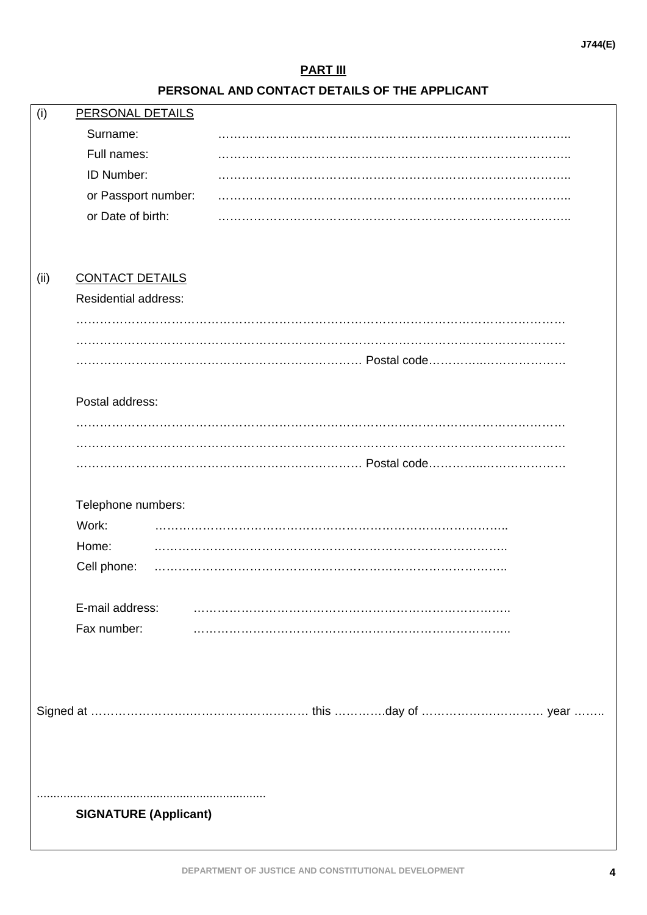## PART III

## PERSONAL AND CONTACT DETAILS OF THE APPLICANT

(i) PERSONAL DETAILS

Surname: ……………………………………………………………………………..

Full names: ……………………………………………………………………………..

ID Number: ……………………………………………………………………………..

or Passport number: ……………………………………………………………………………..

or Date of birth: ……………………………………………………………………………..

(ii) CONTACT DETAILS

Residential address:

……………………………………………………………………………………………………………

……………………………………………………………………………………………………………

……………………………………………………………… Postal code……………………………

Postal address:

……………………………………………………………………………………………………………

……………………………………………………………………………………………………………

……………………………………………………………… Postal code……………………………

Telephone numbers:

Work: ……………………………………………………………………………..

Home: ……………………………………………………………………………..

Cell phone: ……………………………………………………………………………..

E-mail address: ……………………………………………………………………..

Fax number: ……………………………………………………………………..

Signed at ……………………………………………………. this ………….day of ……………………….. year ……..

....................................................................

**SIGNATURE (Applicant)**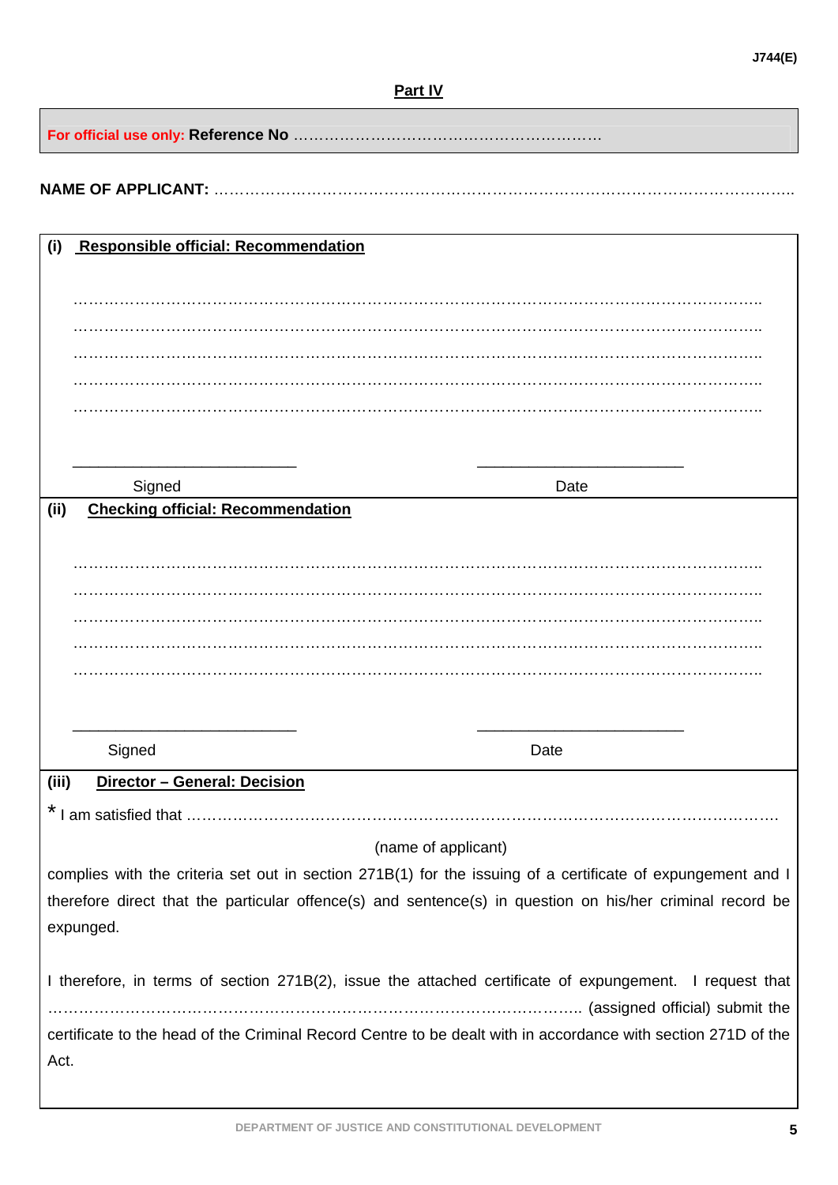J744(E)

## Part IV

**For official use only: Reference No** …………………………………………………

**NAME OF APPLICANT:** …………………………………………………………………………………………………..

**(i) Responsible official: Recommendation**

…………………………………………………………………………………………………………………..
…………………………………………………………………………………………………………………..
…………………………………………………………………………………………………………………..
…………………………………………………………………………………………………………………..
…………………………………………………………………………………………………………………..

\_\_\_\_\_\_\_\_\_\_\_\_\_\_\_\_\_\_\_\_\_\_\_\_\_\_\_ \_\_\_\_\_\_\_\_\_\_\_\_\_\_\_\_\_\_\_\_\_\_\_\_\_

Signed Date

**(ii) Checking official: Recommendation**

…………………………………………………………………………………………………………………..
…………………………………………………………………………………………………………………..
…………………………………………………………………………………………………………………..
…………………………………………………………………………………………………………………..
…………………………………………………………………………………………………………………..

\_\_\_\_\_\_\_\_\_\_\_\_\_\_\_\_\_\_\_\_\_\_\_\_\_\_\_ \_\_\_\_\_\_\_\_\_\_\_\_\_\_\_\_\_\_\_\_\_\_\_\_\_

Signed Date

**(iii) Director – General: Decision**

\* I am satisfied that ………………………………………………………………………………………………….

(name of applicant)

complies with the criteria set out in section 271B(1) for the issuing of a certificate of expungement and I therefore direct that the particular offence(s) and sentence(s) in question on his/her criminal record be expunged.

I therefore, in terms of section 271B(2), issue the attached certificate of expungement. I request that ………………………………………………………………………………………. (assigned official) submit the certificate to the head of the Criminal Record Centre to be dealt with in accordance with section 271D of the Act.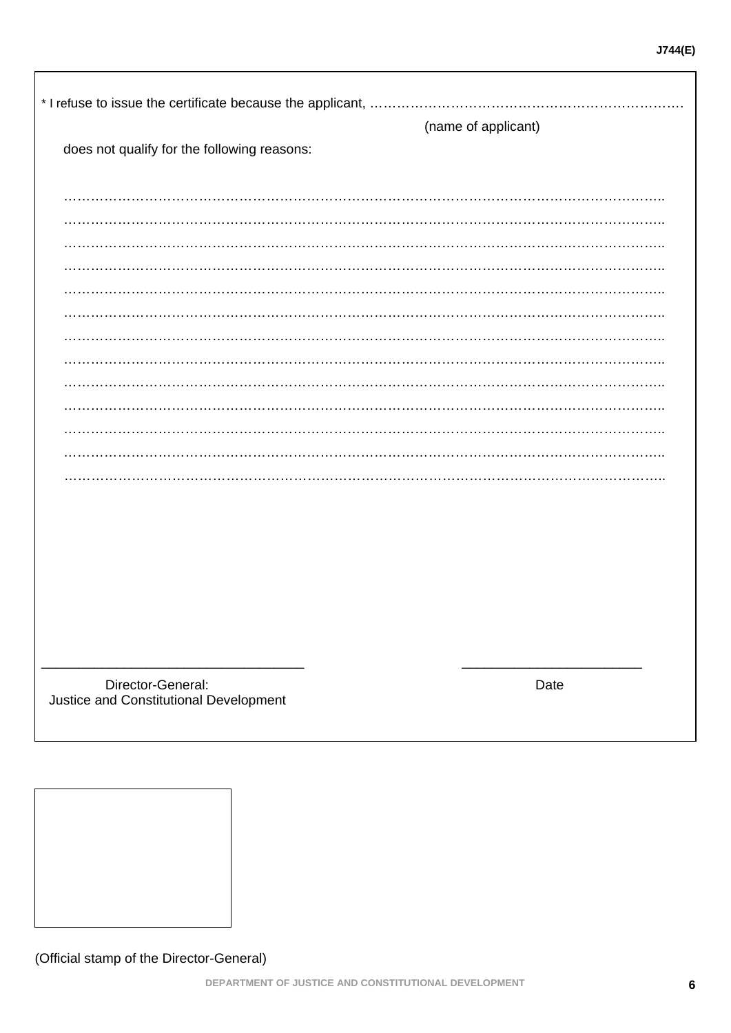* I refuse to issue the certificate because the applicant, ……………………………………………………………

(name of applicant)

does not qualify for the following reasons:

……………………………………………………………………………………………………………..

……………………………………………………………………………………………………………..

……………………………………………………………………………………………………………..

……………………………………………………………………………………………………………..

……………………………………………………………………………………………………………..

……………………………………………………………………………………………………………..

……………………………………………………………………………………………………………..

……………………………………………………………………………………………………………..

……………………………………………………………………………………………………………..

……………………………………………………………………………………………………………..

……………………………………………………………………………………………………………..

……………………………………………………………………………………………………………..

……………………………………………………………………………………………………………..

___________________________________ ________________________

Director-General: Justice and Constitutional Development

Date

(Official stamp of the Director-General)